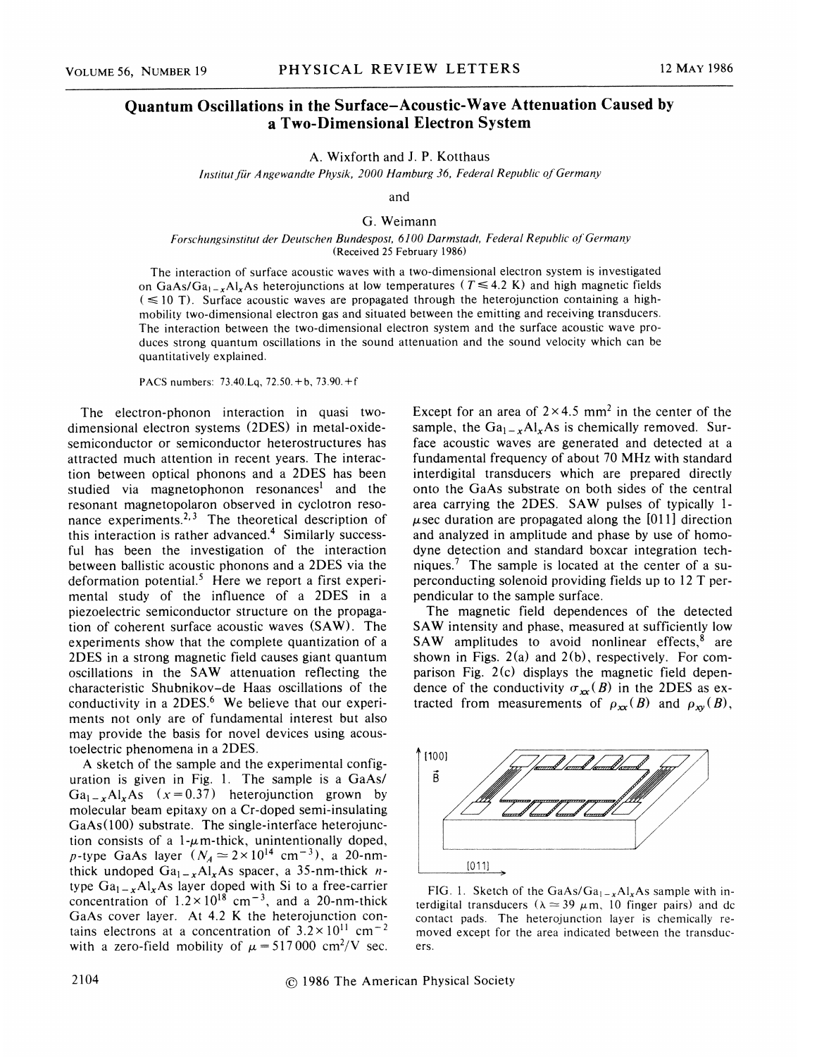# Quantum Oscillations in the Surface–Acoustic-Wave Attenuation Caused by a Two-Dimensional Electron System

A. Wixforth and J. P. Kotthaus

*Institut für Angewandte Physik, 2000 Hamburg 36, Federal Republic of Germany*

and

G. Weimann

*Forschungsinstitut der Deutschen Bundespost, 6100 Darmstadt, Federal Republic of Germany*
(Received 25 February 1986)

The interaction of surface acoustic waves with a two-dimensional electron system is investigated on $GaAs/Ga_{1-x}Al_xAs$ heterojunctions at low temperatures ($T \leq 4.2$ K) and high magnetic fields ($\leq 10$ T). Surface acoustic waves are propagated through the heterojunction containing a high-mobility two-dimensional electron gas and situated between the emitting and receiving transducers. The interaction between the two-dimensional electron system and the surface acoustic wave produces strong quantum oscillations in the sound attenuation and the sound velocity which can be quantitatively explained.

PACS numbers: 73.40.Lq, 72.50.+b, 73.90.+f

The electron-phonon interaction in quasi two-dimensional electron systems (2DES) in metal-oxide-semiconductor or semiconductor heterostructures has attracted much attention in recent years. The interaction between optical phonons and a 2DES has been studied via magnetophonon resonances[1] and the resonant magnetopolaron observed in cyclotron resonance experiments.[2,3] The theoretical description of this interaction is rather advanced.[4] Similarly successful has been the investigation of the interaction between ballistic acoustic phonons and a 2DES via the deformation potential.[5] Here we report a first experimental study of the influence of a 2DES in a piezoelectric semiconductor structure on the propagation of coherent surface acoustic waves (SAW). The experiments show that the complete quantization of a 2DES in a strong magnetic field causes giant quantum oscillations in the SAW attenuation reflecting the characteristic Shubnikov–de Haas oscillations of the conductivity in a 2DES.[6] We believe that our experiments not only are of fundamental interest but also may provide the basis for novel devices using acoustoelectric phenomena in a 2DES.

A sketch of the sample and the experimental configuration is given in Fig. 1. The sample is a $GaAs/Ga_{1-x}Al_xAs$ ($x=0.37$) heterojunction grown by molecular beam epitaxy on a Cr-doped semi-insulating GaAs(100) substrate. The single-interface heterojunction consists of a 1-$\mu$m-thick, unintentionally doped, $p$-type GaAs layer ($N_A \simeq 2\times10^{14}$ $cm^{-3}$), a 20-nm-thick undoped $Ga_{1-x}Al_xAs$ spacer, a 35-nm-thick $n$-type $Ga_{1-x}Al_xAs$ layer doped with Si to a free-carrier concentration of $1.2\times10^{18}$ $cm^{-3}$, and a 20-nm-thick GaAs cover layer. At 4.2 K the heterojunction contains electrons at a concentration of $3.2\times10^{11}$ $cm^{-2}$ with a zero-field mobility of $\mu = 517\,000$ $cm^2/V$ sec. Except for an area of $2\times4.5$ $mm^2$ in the center of the sample, the $Ga_{1-x}Al_xAs$ is chemically removed. Surface acoustic waves are generated and detected at a fundamental frequency of about 70 MHz with standard interdigital transducers which are prepared directly onto the GaAs substrate on both sides of the central area carrying the 2DES. SAW pulses of typically 1-$\mu$sec duration are propagated along the [011] direction and analyzed in amplitude and phase by use of homodyne detection and standard boxcar integration techniques.[7] The sample is located at the center of a superconducting solenoid providing fields up to 12 T perpendicular to the sample surface.

The magnetic field dependences of the detected SAW intensity and phase, measured at sufficiently low SAW amplitudes to avoid nonlinear effects,[8] are shown in Figs. 2(a) and 2(b), respectively. For comparison Fig. 2(c) displays the magnetic field dependence of the conductivity $\sigma_{xx}(B)$ in the 2DES as extracted from measurements of $\rho_{xx}(B)$ and $\rho_{xy}(B)$,

FIG. 1. Sketch of the $GaAs/Ga_{1-x}Al_xAs$ sample with interdigital transducers ($\lambda \simeq 39$ $\mu$m, 10 finger pairs) and dc contact pads. The heterojunction layer is chemically removed except for the area indicated between the transducers.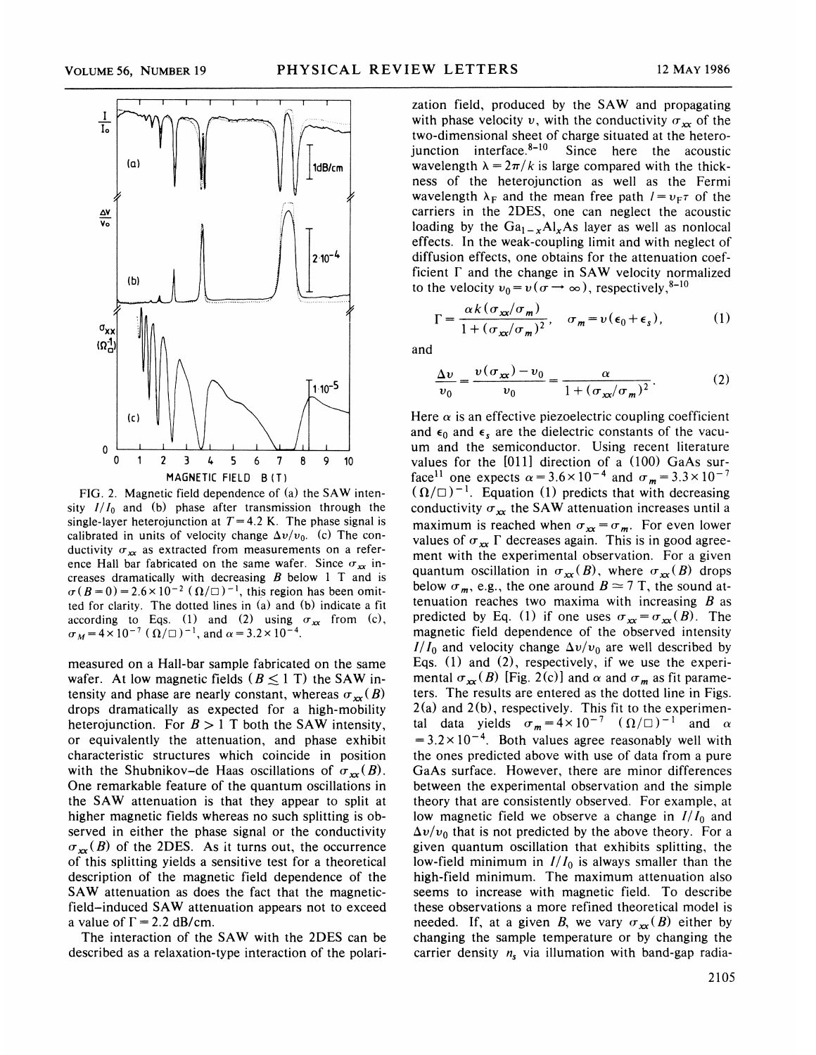FIG. 2. Magnetic field dependence of (a) the SAW intensity $I/I_0$ and (b) phase after transmission through the single-layer heterojunction at $T = 4.2$ K. The phase signal is calibrated in units of velocity change $\Delta v/v_0$. (c) The conductivity $\sigma_{xx}$ as extracted from measurements on a reference Hall bar fabricated on the same wafer. Since $\sigma_{xx}$ increases dramatically with decreasing $B$ below 1 T and is $\sigma(B=0) = 2.6 \times 10^{-2}$ $(\Omega/\square)^{-1}$, this region has been omitted for clarity. The dotted lines in (a) and (b) indicate a fit according to Eqs. (1) and (2) using $\sigma_{xx}$ from (c), $\sigma_M = 4 \times 10^{-7}$ $(\Omega/\square)^{-1}$, and $\alpha = 3.2 \times 10^{-4}$.

measured on a Hall-bar sample fabricated on the same wafer. At low magnetic fields ($B \lesssim 1$ T) the SAW intensity and phase are nearly constant, whereas $\sigma_{xx}(B)$ drops dramatically as expected for a high-mobility heterojunction. For $B > 1$ T both the SAW intensity, or equivalently the attenuation, and phase exhibit characteristic structures which coincide in position with the Shubnikov–de Haas oscillations of $\sigma_{xx}(B)$. One remarkable feature of the quantum oscillations in the SAW attenuation is that they appear to split at higher magnetic fields whereas no such splitting is observed in either the phase signal or the conductivity $\sigma_{xx}(B)$ of the 2DES. As it turns out, the occurrence of this splitting yields a sensitive test for a theoretical description of the magnetic field dependence of the SAW attenuation as does the fact that the magnetic-field–induced SAW attenuation appears not to exceed a value of $\Gamma = 2.2$ dB/cm.

The interaction of the SAW with the 2DES can be described as a relaxation-type interaction of the polarization field, produced by the SAW and propagating with phase velocity $v$, with the conductivity $\sigma_{xx}$ of the two-dimensional sheet of charge situated at the heterojunction interface.[8-10] Since here the acoustic wavelength $\lambda = 2\pi/k$ is large compared with the thickness of the heterojunction as well as the Fermi wavelength $\lambda_F$ and the mean free path $l = v_F \tau$ of the carriers in the 2DES, one can neglect the acoustic loading by the $Ga_{1-x}Al_xAs$ layer as well as nonlocal effects. In the weak-coupling limit and with neglect of diffusion effects, one obtains for the attenuation coefficient $\Gamma$ and the change in SAW velocity normalized to the velocity $v_0 = v(\sigma \to \infty)$, respectively,[8-10]

$$\Gamma = \frac{\alpha k (\sigma_{xx}/\sigma_m)}{1 + (\sigma_{xx}/\sigma_m)^2}, \quad \sigma_m = v(\epsilon_0 + \epsilon_s), \tag{1}$$

and

$$\frac{\Delta v}{v_0} = \frac{v(\sigma_{xx}) - v_0}{v_0} = \frac{\alpha}{1 + (\sigma_{xx}/\sigma_m)^2}. \tag{2}$$

Here $\alpha$ is an effective piezoelectric coupling coefficient and $\epsilon_0$ and $\epsilon_s$ are the dielectric constants of the vacuum and the semiconductor. Using recent literature values for the [011] direction of a (100) GaAs surface[11] one expects $\alpha = 3.6 \times 10^{-4}$ and $\sigma_m = 3.3 \times 10^{-7}$ $(\Omega/\square)^{-1}$. Equation (1) predicts that with decreasing conductivity $\sigma_{xx}$ the SAW attenuation increases until a maximum is reached when $\sigma_{xx} = \sigma_m$. For even lower values of $\sigma_{xx}$ $\Gamma$ decreases again. This is in good agreement with the experimental observation. For a given quantum oscillation in $\sigma_{xx}(B)$, where $\sigma_{xx}(B)$ drops below $\sigma_m$, e.g., the one around $B \simeq 7$ T, the sound attenuation reaches two maxima with increasing $B$ as predicted by Eq. (1) if one uses $\sigma_{xx} = \sigma_{xx}(B)$. The magnetic field dependence of the observed intensity $I/I_0$ and velocity change $\Delta v/v_0$ are well described by Eqs. (1) and (2), respectively, if we use the experimental $\sigma_{xx}(B)$ [Fig. 2(c)] and $\alpha$ and $\sigma_m$ as fit parameters. The results are entered as the dotted line in Figs. 2(a) and 2(b), respectively. This fit to the experimental data yields $\sigma_m = 4 \times 10^{-7}$ $(\Omega/\square)^{-1}$ and $\alpha = 3.2 \times 10^{-4}$. Both values agree reasonably well with the ones predicted above with use of data from a pure GaAs surface. However, there are minor differences between the experimental observation and the simple theory that are consistently observed. For example, at low magnetic field we observe a change in $I/I_0$ and $\Delta v/v_0$ that is not predicted by the above theory. For a given quantum oscillation that exhibits splitting, the low-field minimum in $I/I_0$ is always smaller than the high-field minimum. The maximum attenuation also seems to increase with magnetic field. To describe these observations a more refined theoretical model is needed. If, at a given $B$, we vary $\sigma_{xx}(B)$ either by changing the sample temperature or by changing the carrier density $n_s$ via illumation with band-gap radia-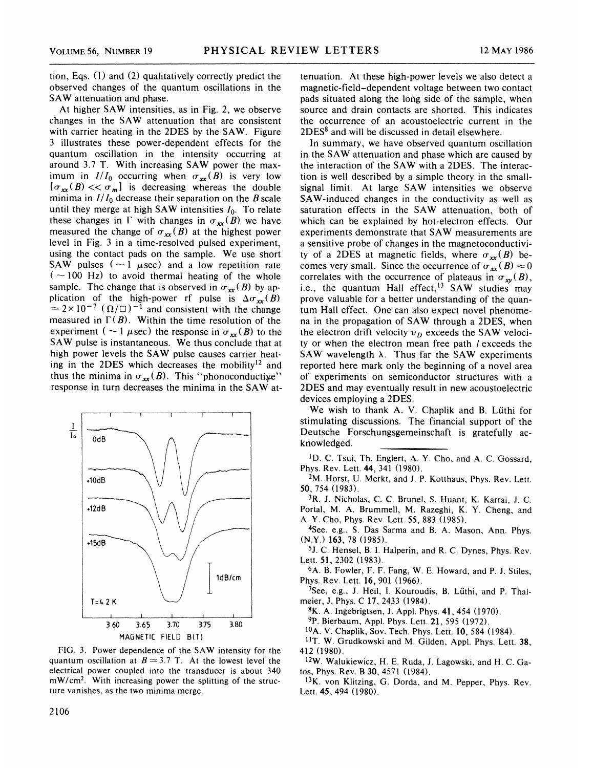tion, Eqs. (1) and (2) qualitatively correctly predict the observed changes of the quantum oscillations in the SAW attenuation and phase.

At higher SAW intensities, as in Fig. 2, we observe changes in the SAW attenuation that are consistent with carrier heating in the 2DES by the SAW. Figure 3 illustrates these power-dependent effects for the quantum oscillation in the intensity occurring at around 3.7 T. With increasing SAW power the maximum in $I/I_0$ occurring when $\sigma_{xx}(B)$ is very low $[\sigma_{xx}(B) << \sigma_m]$ is decreasing whereas the double minima in $I/I_0$ decrease their separation on the $B$ scale until they merge at high SAW intensities $I_0$. To relate these changes in $\Gamma$ with changes in $\sigma_{xx}(B)$ we have measured the change of $\sigma_{xx}(B)$ at the highest power level in Fig. 3 in a time-resolved pulsed experiment, using the contact pads on the sample. We use short SAW pulses ($\sim 1$ $\mu$sec) and a low repetition rate ($\sim 100$ Hz) to avoid thermal heating of the whole sample. The change that is observed in $\sigma_{xx}(B)$ by application of the high-power rf pulse is $\Delta\sigma_{xx}(B) \simeq 2\times 10^{-7}$ $(\Omega/\square)^{-1}$ and consistent with the change measured in $\Gamma(B)$. Within the time resolution of the experiment ($\sim 1$ $\mu$sec) the response in $\sigma_{xx}(B)$ to the SAW pulse is instantaneous. We thus conclude that at high power levels the SAW pulse causes carrier heating in the 2DES which decreases the mobility[12] and thus the minima in $\sigma_{xx}(B)$. This "phonoconductive" response in turn decreases the minima in the SAW attenuation. At these high-power levels we also detect a magnetic-field–dependent voltage between two contact pads situated along the long side of the sample, when source and drain contacts are shorted. This indicates the occurrence of an acoustoelectric current in the 2DES[8] and will be discussed in detail elsewhere.

$\frac{I}{I_0}$

0dB

+10dB

+12dB

+15dB

1dB/cm

T=4.2 K

3.60 3.65 3.70 3.75 3.80

MAGNETIC FIELD B(T)

FIG. 3. Power dependence of the SAW intensity for the quantum oscillation at $B \simeq 3.7$ T. At the lowest level the electrical power coupled into the transducer is about 340 mW/cm$^2$. With increasing power the splitting of the structure vanishes, as the two minima merge.

In summary, we have observed quantum oscillation in the SAW attenuation and phase which are caused by the interaction of the SAW with a 2DES. The interaction is well described by a simple theory in the small-signal limit. At large SAW intensities we observe SAW-induced changes in the conductivity as well as saturation effects in the SAW attenuation, both of which can be explained by hot-electron effects. Our experiments demonstrate that SAW measurements are a sensitive probe of changes in the magnetoconductivity of a 2DES at magnetic fields, where $\sigma_{xx}(B)$ becomes very small. Since the occurrence of $\sigma_{xx}(B) \approx 0$ correlates with the occurrence of plateaus in $\sigma_{xy}(B)$, i.e., the quantum Hall effect,[13] SAW studies may prove valuable for a better understanding of the quantum Hall effect. One can also expect novel phenomena in the propagation of SAW through a 2DES, when the electron drift velocity $v_D$ exceeds the SAW velocity or when the electron mean free path $l$ exceeds the SAW wavelength $\lambda$. Thus far the SAW experiments reported here mark only the beginning of a novel area of experiments on semiconductor structures with a 2DES and may eventually result in new acoustoelectric devices employing a 2DES.

We wish to thank A. V. Chaplik and B. Lüthi for stimulating discussions. The financial support of the Deutsche Forschungsgemeinschaft is gratefully acknowledged.

---

[1] D. C. Tsui, Th. Englert, A. Y. Cho, and A. C. Gossard, Phys. Rev. Lett. **44**, 341 (1980).

[2] M. Horst, U. Merkt, and J. P. Kotthaus, Phys. Rev. Lett. **50**, 754 (1983).

[3] R. J. Nicholas, C. C. Brunel, S. Huant, K. Karrai, J. C. Portal, M. A. Brummell, M. Razeghi, K. Y. Cheng, and A. Y. Cho, Phys. Rev. Lett. **55**, 883 (1985).

[4] See. e.g., S. Das Sarma and B. A. Mason, Ann. Phys. (N.Y.) **163**, 78 (1985).

[5] J. C. Hensel, B. I. Halperin, and R. C. Dynes, Phys. Rev. Lett. **51**, 2302 (1983).

[6] A. B. Fowler, F. F. Fang, W. E. Howard, and P. J. Stiles, Phys. Rev. Lett. **16**, 901 (1966).

[7] See, e.g., J. Heil, I. Kouroudis, B. Lüthi, and P. Thalmeier, J. Phys. C **17**, 2433 (1984).

[8] K. A. Ingebrigtsen, J. Appl. Phys. **41**, 454 (1970).

[9] P. Bierbaum, Appl. Phys. Lett. **21**, 595 (1972).

[10] A. V. Chaplik, Sov. Tech. Phys. Lett. **10**, 584 (1984).

[11] T. W. Grudkowski and M. Gilden, Appl. Phys. Lett. **38**, 412 (1980).

[12] W. Walukiewicz, H. E. Ruda, J. Lagowski, and H. C. Gatos, Phys. Rev. B **30**, 4571 (1984).

[13] K. von Klitzing, G. Dorda, and M. Pepper, Phys. Rev. Lett. **45**, 494 (1980).